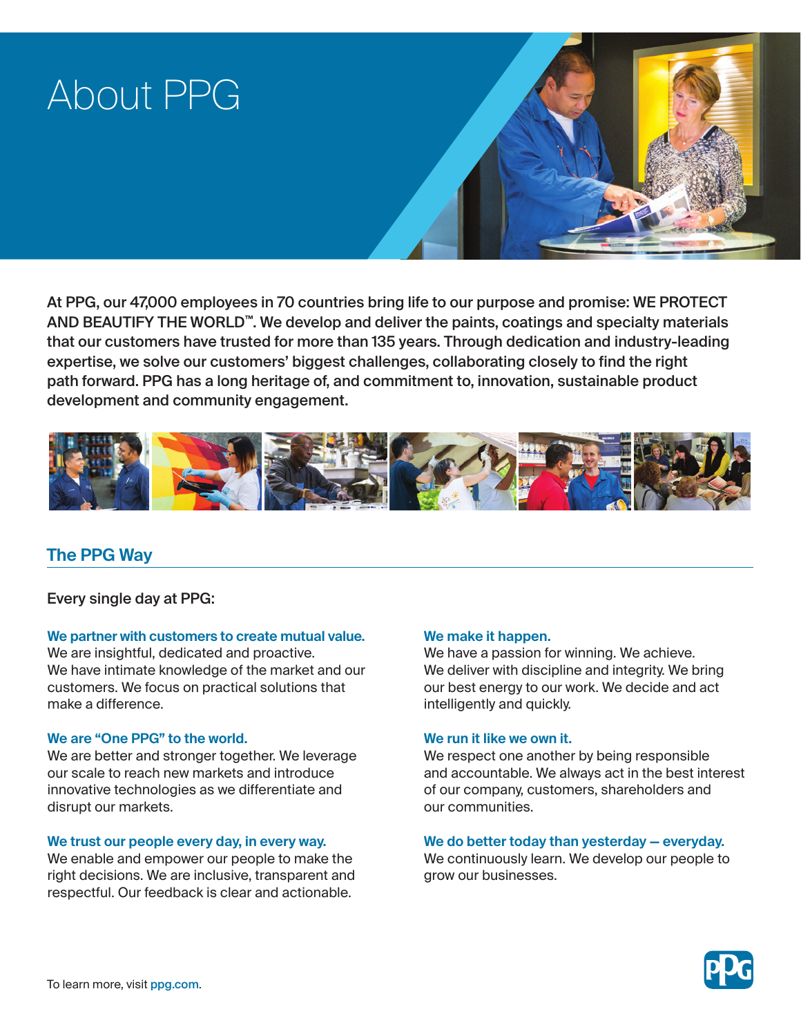# About PPG

**At PPG, our 47,000 employees in 70 countries bring life to our purpose and promise: WE PROTECT AND BEAUTIFY THE WORLD™. We develop and deliver the paints, coatings and specialty materials that our customers have trusted for more than 135 years. Through dedication and industry-leading expertise, we solve our customers' biggest challenges, collaborating closely to find the right path forward. PPG has a long heritage of, and commitment to, innovation, sustainable product development and community engagement.**

## The PPG Way

Every single day at PPG:

**We partner with customers to create mutual value.**
We are insightful, dedicated and proactive. We have intimate knowledge of the market and our customers. We focus on practical solutions that make a difference.

**We are "One PPG" to the world.**
We are better and stronger together. We leverage our scale to reach new markets and introduce innovative technologies as we differentiate and disrupt our markets.

**We trust our people every day, in every way.**
We enable and empower our people to make the right decisions. We are inclusive, transparent and respectful. Our feedback is clear and actionable.

**We make it happen.**
We have a passion for winning. We achieve. We deliver with discipline and integrity. We bring our best energy to our work. We decide and act intelligently and quickly.

**We run it like we own it.**
We respect one another by being responsible and accountable. We always act in the best interest of our company, customers, shareholders and our communities.

**We do better today than yesterday — everyday.**
We continuously learn. We develop our people to grow our businesses.

To learn more, visit ppg.com.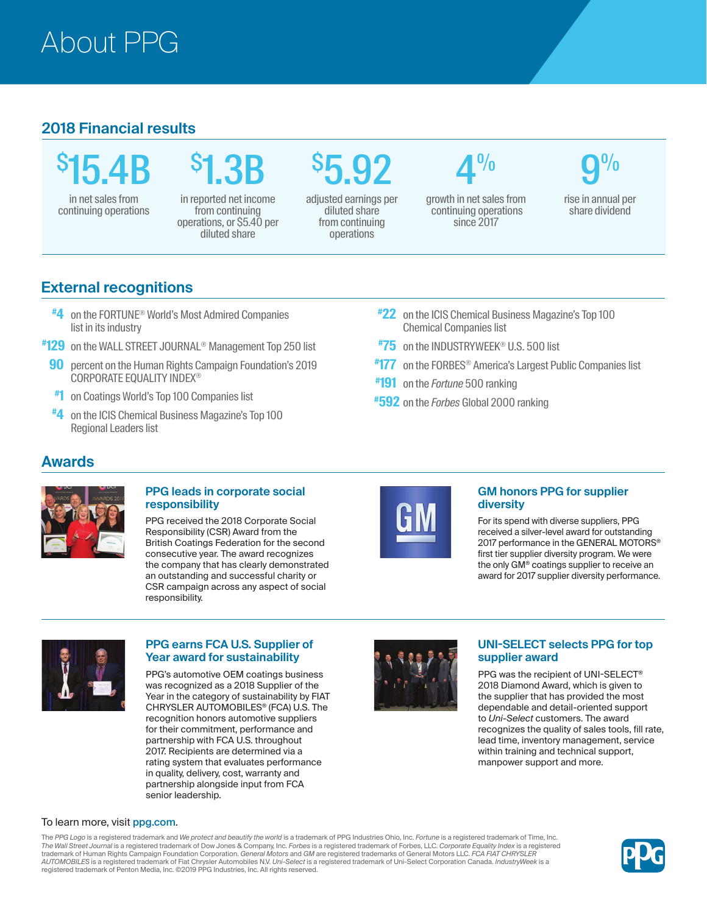# About PPG

## 2018 Financial results

**$15.4B**
in net sales from continuing operations

**$1.3B**
in reported net income from continuing operations, or $5.40 per diluted share

**$5.92**
adjusted earnings per diluted share from continuing operations

**4%**
growth in net sales from continuing operations since 2017

**9%**
rise in annual per share dividend

## External recognitions

- **#4** on the FORTUNE® World's Most Admired Companies list in its industry
- **#129** on the WALL STREET JOURNAL® Management Top 250 list
- **90** percent on the Human Rights Campaign Foundation's 2019 CORPORATE EQUALITY INDEX®
- **#1** on Coatings World's Top 100 Companies list
- **#4** on the ICIS Chemical Business Magazine's Top 100 Regional Leaders list
- **#22** on the ICIS Chemical Business Magazine's Top 100 Chemical Companies list
- **#75** on the INDUSTRYWEEK® U.S. 500 list
- **#177** on the FORBES® America's Largest Public Companies list
- **#191** on the *Fortune* 500 ranking
- **#592** on the *Forbes* Global 2000 ranking

## Awards

### PPG leads in corporate social responsibility

PPG received the 2018 Corporate Social Responsibility (CSR) Award from the British Coatings Federation for the second consecutive year. The award recognizes the company that has clearly demonstrated an outstanding and successful charity or CSR campaign across any aspect of social responsibility.

### GM honors PPG for supplier diversity

For its spend with diverse suppliers, PPG received a silver-level award for outstanding 2017 performance in the GENERAL MOTORS® first tier supplier diversity program. We were the only GM® coatings supplier to receive an award for 2017 supplier diversity performance.

### PPG earns FCA U.S. Supplier of Year award for sustainability

PPG's automotive OEM coatings business was recognized as a 2018 Supplier of the Year in the category of sustainability by FIAT CHRYSLER AUTOMOBILES® (FCA) U.S. The recognition honors automotive suppliers for their commitment, performance and partnership with FCA U.S. throughout 2017. Recipients are determined via a rating system that evaluates performance in quality, delivery, cost, warranty and partnership alongside input from FCA senior leadership.

### UNI-SELECT selects PPG for top supplier award

PPG was the recipient of UNI-SELECT® 2018 Diamond Award, which is given to the supplier that has provided the most dependable and detail-oriented support to *Uni-Select* customers. The award recognizes the quality of sales tools, fill rate, lead time, inventory management, service within training and technical support, manpower support and more.

To learn more, visit ppg.com.

The *PPG Logo* is a registered trademark and *We protect and beautify the world* is a trademark of PPG Industries Ohio, Inc. *Fortune* is a registered trademark of Time, Inc. *The Wall Street Journal* is a registered trademark of Dow Jones & Company, Inc. *Forbes* is a registered trademark of Forbes, LLC. *Corporate Equality Index* is a registered trademark of Human Rights Campaign Foundation Corporation. *General Motors* and *GM* are registered trademarks of General Motors LLC. *FCA FIAT CHRYSLER AUTOMOBILES* is a registered trademark of Fiat Chrysler Automobiles N.V. *Uni-Select* is a registered trademark of Uni-Select Corporation Canada. *IndustryWeek* is a registered trademark of Penton Media, Inc. ©2019 PPG Industries, Inc. All rights reserved.